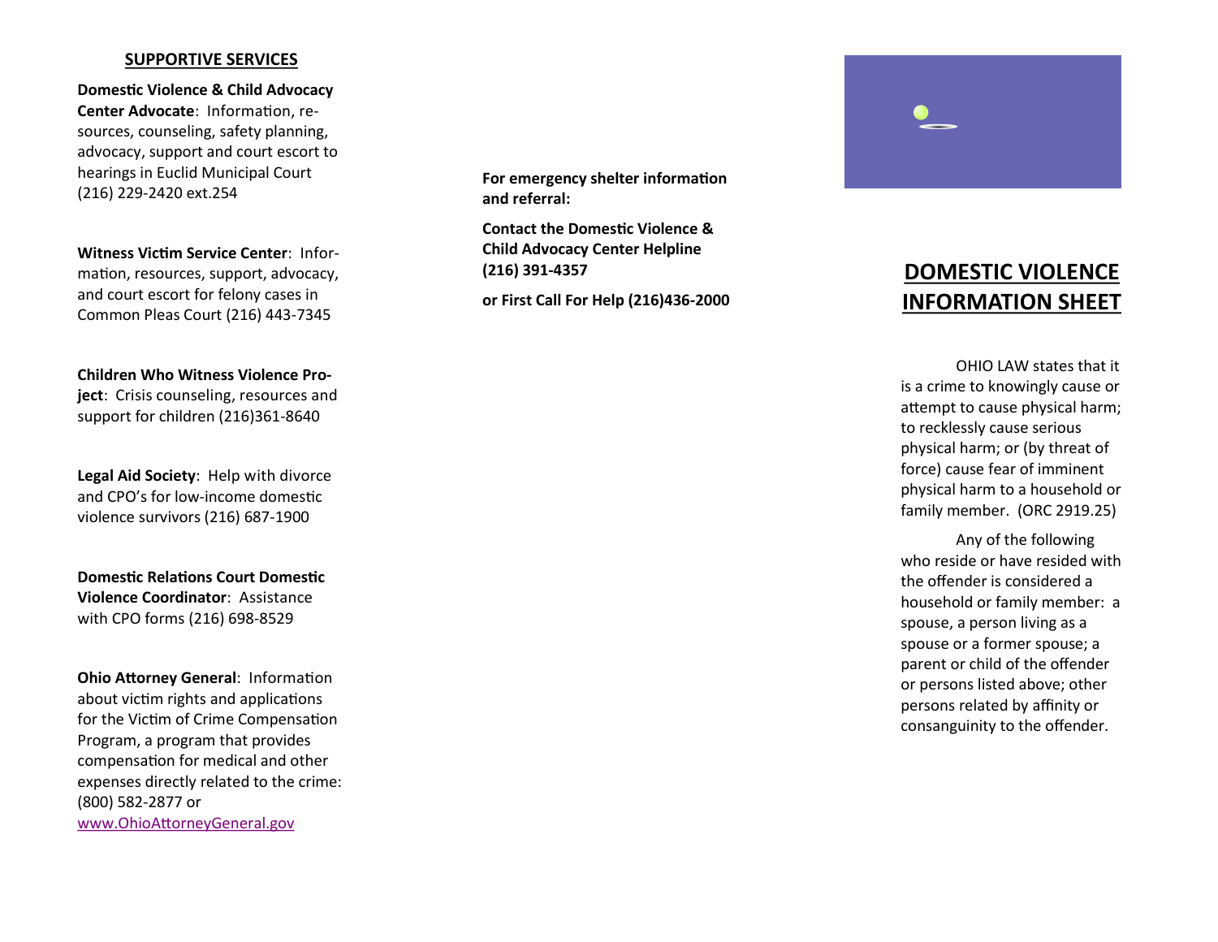## SUPPORTIVE SERVICES

**Domestic Violence & Child Advocacy Center Advocate**: Information, resources, counseling, safety planning, advocacy, support and court escort to hearings in Euclid Municipal Court (216) 229-2420 ext.254

**Witness Victim Service Center**: Information, resources, support, advocacy, and court escort for felony cases in Common Pleas Court (216) 443-7345

**Children Who Witness Violence Project**: Crisis counseling, resources and support for children (216)361-8640

**Legal Aid Society**: Help with divorce and CPO's for low-income domestic violence survivors (216) 687-1900

**Domestic Relations Court Domestic Violence Coordinator**: Assistance with CPO forms (216) 698-8529

**Ohio Attorney General**: Information about victim rights and applications for the Victim of Crime Compensation Program, a program that provides compensation for medical and other expenses directly related to the crime: (800) 582-2877 or [www.OhioAttorneyGeneral.gov](http://www.OhioAttorneyGeneral.gov)

**For emergency shelter information and referral:**

**Contact the Domestic Violence & Child Advocacy Center Helpline (216) 391-4357**

**or First Call For Help (216)436-2000**

# DOMESTIC VIOLENCE INFORMATION SHEET

OHIO LAW states that it is a crime to knowingly cause or attempt to cause physical harm; to recklessly cause serious physical harm; or (by threat of force) cause fear of imminent physical harm to a household or family member. (ORC 2919.25)

Any of the following who reside or have resided with the offender is considered a household or family member: a spouse, a person living as a spouse or a former spouse; a parent or child of the offender or persons listed above; other persons related by affinity or consanguinity to the offender.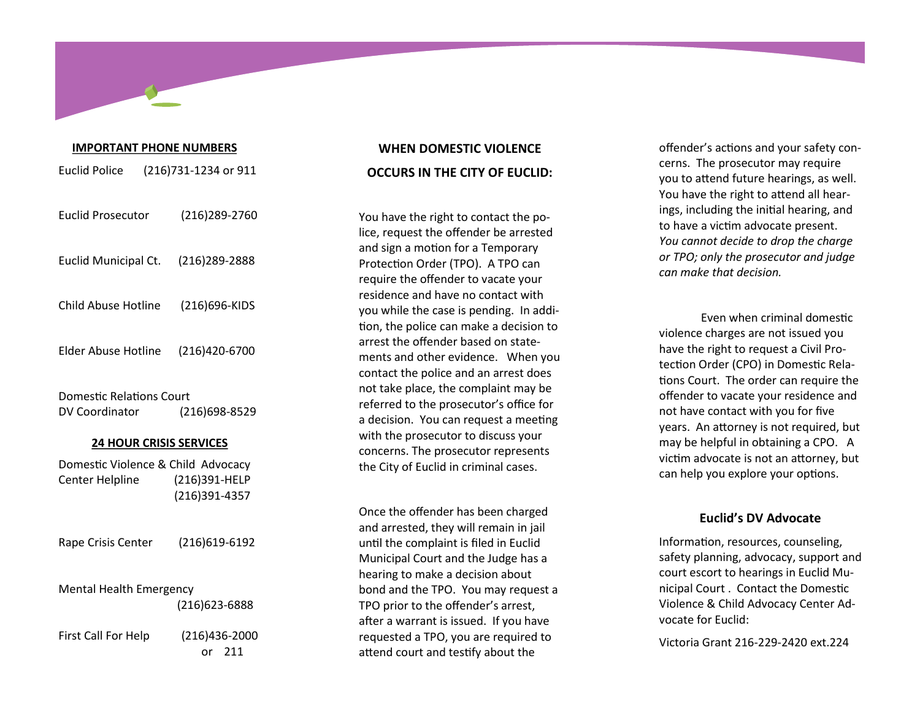**IMPORTANT PHONE NUMBERS**

| | |
|---|---|
| Euclid Police | (216)731-1234 or 911 |
| Euclid Prosecutor | (216)289-2760 |
| Euclid Municipal Ct. | (216)289-2888 |
| Child Abuse Hotline | (216)696-KIDS |
| Elder Abuse Hotline | (216)420-6700 |
| Domestic Relations Court DV Coordinator | (216)698-8529 |

**24 HOUR CRISIS SERVICES**

| | |
|---|---|
| Domestic Violence & Child Advocacy Center Helpline | (216)391-HELP (216)391-4357 |
| Rape Crisis Center | (216)619-6192 |
| Mental Health Emergency | (216)623-6888 |
| First Call For Help | (216)436-2000 or 211 |

## WHEN DOMESTIC VIOLENCE OCCURS IN THE CITY OF EUCLID:

You have the right to contact the police, request the offender be arrested and sign a motion for a Temporary Protection Order (TPO). A TPO can require the offender to vacate your residence and have no contact with you while the case is pending. In addition, the police can make a decision to arrest the offender based on statements and other evidence. When you contact the police and an arrest does not take place, the complaint may be referred to the prosecutor's office for a decision. You can request a meeting with the prosecutor to discuss your concerns. The prosecutor represents the City of Euclid in criminal cases.

Once the offender has been charged and arrested, they will remain in jail until the complaint is filed in Euclid Municipal Court and the Judge has a hearing to make a decision about bond and the TPO. You may request a TPO prior to the offender's arrest, after a warrant is issued. If you have requested a TPO, you are required to attend court and testify about the offender's actions and your safety concerns. The prosecutor may require you to attend future hearings, as well. You have the right to attend all hearings, including the initial hearing, and to have a victim advocate present. *You cannot decide to drop the charge or TPO; only the prosecutor and judge can make that decision.*

Even when criminal domestic violence charges are not issued you have the right to request a Civil Protection Order (CPO) in Domestic Relations Court. The order can require the offender to vacate your residence and not have contact with you for five years. An attorney is not required, but may be helpful in obtaining a CPO. A victim advocate is not an attorney, but can help you explore your options.

### Euclid's DV Advocate

Information, resources, counseling, safety planning, advocacy, support and court escort to hearings in Euclid Municipal Court . Contact the Domestic Violence & Child Advocacy Center Advocate for Euclid:

Victoria Grant 216-229-2420 ext.224